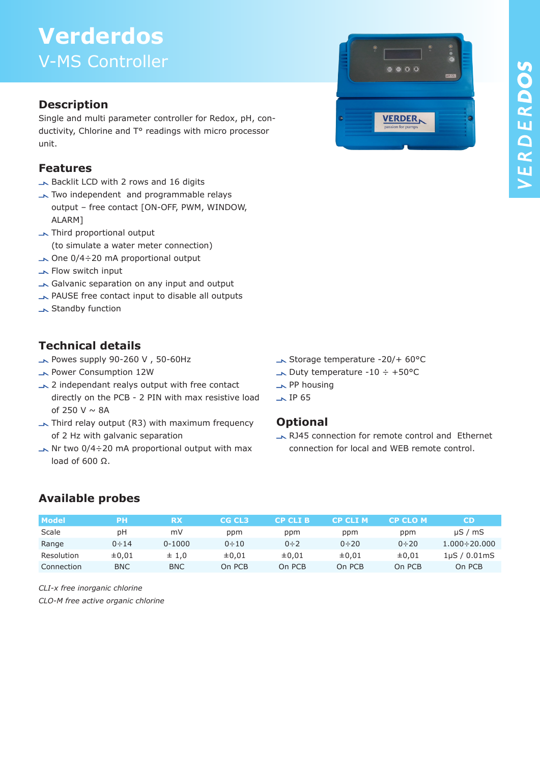# Verderdos

## V-MS Controller

### Description

Single and multi parameter controller for Redox, pH, conductivity, Chlorine and T° readings with micro processor unit.

### Features

- Backlit LCD with 2 rows and 16 digits
- Two independent and programmable relays output – free contact [ON-OFF, PWM, WINDOW, ALARM]
- Third proportional output (to simulate a water meter connection)
- One 0/4÷20 mA proportional output
- Flow switch input
- Galvanic separation on any input and output
- PAUSE free contact input to disable all outputs
- Standby function

### Technical details

- Powes supply 90-260 V , 50-60Hz
- Power Consumption 12W
- 2 independant realys output with free contact directly on the PCB - 2 PIN with max resistive load of 250 V ~ 8A
- Third relay output (R3) with maximum frequency of 2 Hz with galvanic separation
- Nr two 0/4÷20 mA proportional output with max load of 600 Ω.
- Storage temperature -20/+ 60°C
- Duty temperature -10 ÷ +50°C
- PP housing
- IP 65

### Optional

- RJ45 connection for remote control and Ethernet connection for local and WEB remote control.

### Available probes

| Model | PH | RX | CG CL3 | CP CLI B | CP CLI M | CP CLO M | CD |
|---|---|---|---|---|---|---|---|
| Scale | pH | mV | ppm | ppm | ppm | ppm | µS / mS |
| Range | 0÷14 | 0-1000 | 0÷10 | 0÷2 | 0÷20 | 0÷20 | 1.000÷20.000 |
| Resolution | ±0,01 | ± 1,0 | ±0,01 | ±0,01 | ±0,01 | ±0,01 | 1µS / 0.01mS |
| Connection | BNC | BNC | On PCB | On PCB | On PCB | On PCB | On PCB |

*CLI-x free inorganic chlorine*

*CLO-M free active organic chlorine*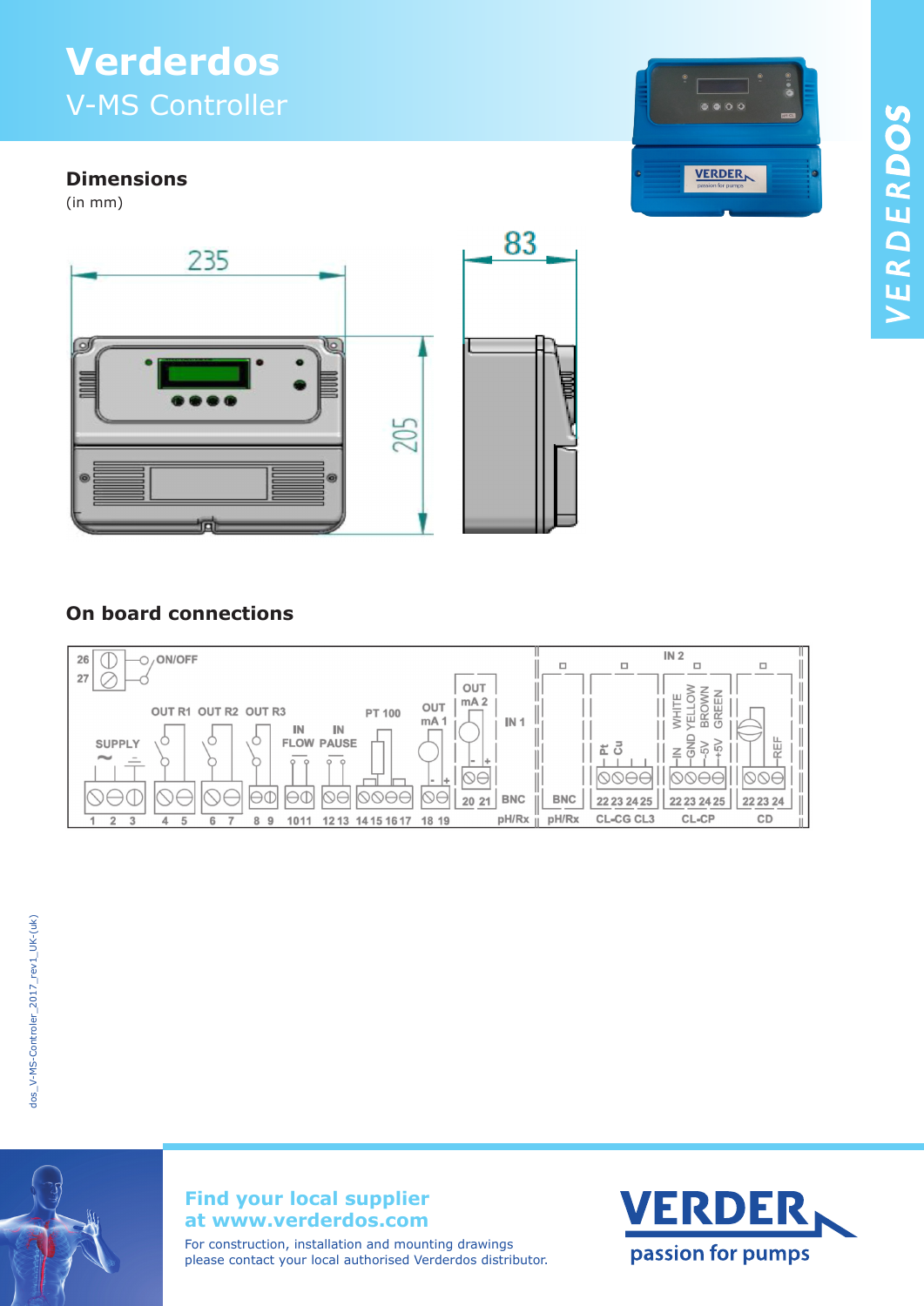# Verderdos

V-MS Controller

## Dimensions

(in mm)

235

83

205

## On board connections

26
27
ON/OFF

SUPPLY
OUT R1 OUT R2 OUT R3
IN FLOW
IN PAUSE
PT 100
OUT mA 1
OUT mA 2
IN 1
IN 2

1 2 3 4 5 6 7 8 9 10 11 12 13 14 15 16 17 18 19 20 21

BNC pH/Rx
BNC pH/Rx

Pt Cu
22 23 24 25
CL-CG CL3

IN GND -5V +5V
WHITE YELLOW BROWN GREEN
22 23 24 25
CL-CP

REF
22 23 24
CD

dos_V-MS-Controler_2017_rev1_UK-(uk)

**Find your local supplier at www.verderdos.com**

For construction, installation and mounting drawings please contact your local authorised Verderdos distributor.

VERDER
passion for pumps